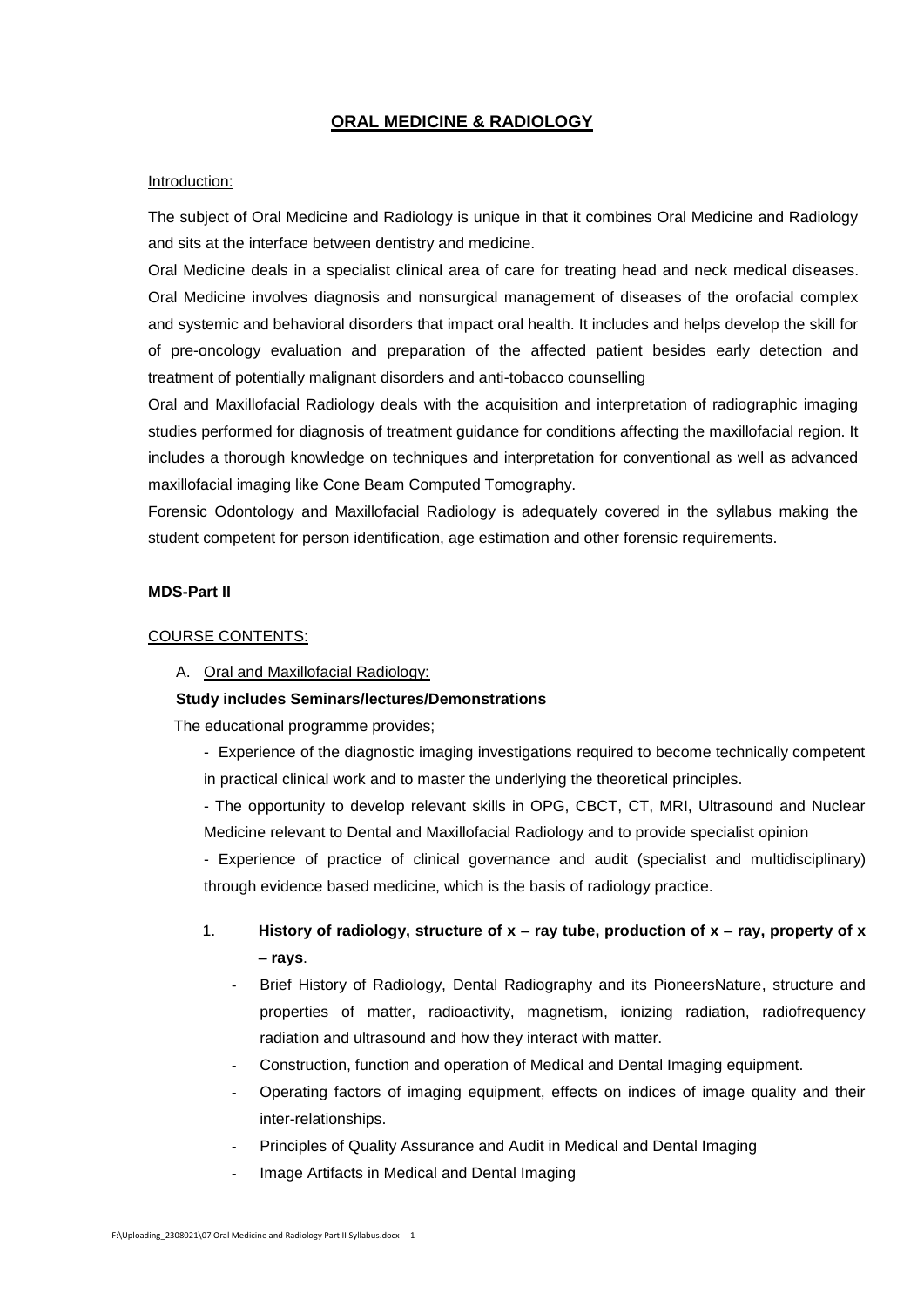# ORAL MEDICINE & RADIOLOGY

Introduction:

The subject of Oral Medicine and Radiology is unique in that it combines Oral Medicine and Radiology and sits at the interface between dentistry and medicine.

Oral Medicine deals in a specialist clinical area of care for treating head and neck medical diseases. Oral Medicine involves diagnosis and nonsurgical management of diseases of the orofacial complex and systemic and behavioral disorders that impact oral health. It includes and helps develop the skill for of pre-oncology evaluation and preparation of the affected patient besides early detection and treatment of potentially malignant disorders and anti-tobacco counselling

Oral and Maxillofacial Radiology deals with the acquisition and interpretation of radiographic imaging studies performed for diagnosis of treatment guidance for conditions affecting the maxillofacial region. It includes a thorough knowledge on techniques and interpretation for conventional as well as advanced maxillofacial imaging like Cone Beam Computed Tomography.

Forensic Odontology and Maxillofacial Radiology is adequately covered in the syllabus making the student competent for person identification, age estimation and other forensic requirements.

**MDS-Part II**

COURSE CONTENTS:

A. Oral and Maxillofacial Radiology:

**Study includes Seminars/lectures/Demonstrations**

The educational programme provides;

- Experience of the diagnostic imaging investigations required to become technically competent in practical clinical work and to master the underlying the theoretical principles.
- The opportunity to develop relevant skills in OPG, CBCT, CT, MRI, Ultrasound and Nuclear Medicine relevant to Dental and Maxillofacial Radiology and to provide specialist opinion
- Experience of practice of clinical governance and audit (specialist and multidisciplinary) through evidence based medicine, which is the basis of radiology practice.

1. **History of radiology, structure of x – ray tube, production of x – ray, property of x – rays**.
   - Brief History of Radiology, Dental Radiography and its PioneersNature, structure and properties of matter, radioactivity, magnetism, ionizing radiation, radiofrequency radiation and ultrasound and how they interact with matter.
   - Construction, function and operation of Medical and Dental Imaging equipment.
   - Operating factors of imaging equipment, effects on indices of image quality and their inter-relationships.
   - Principles of Quality Assurance and Audit in Medical and Dental Imaging
   - Image Artifacts in Medical and Dental Imaging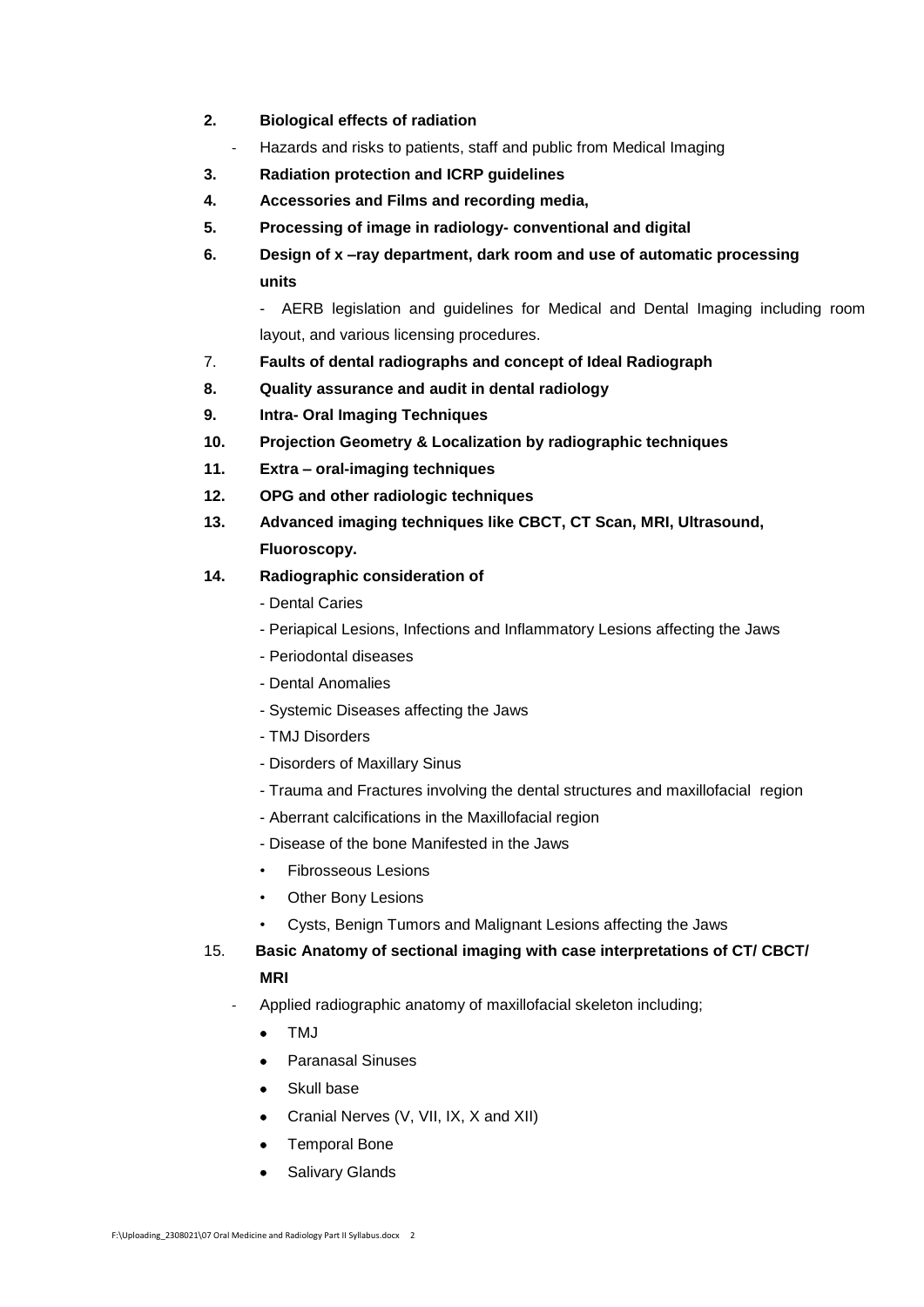2. **Biological effects of radiation**
    - Hazards and risks to patients, staff and public from Medical Imaging
3. **Radiation protection and ICRP guidelines**
4. **Accessories and Films and recording media,**
5. **Processing of image in radiology- conventional and digital**
6. **Design of x –ray department, dark room and use of automatic processing units**

    - AERB legislation and guidelines for Medical and Dental Imaging including room layout, and various licensing procedures.
7. **Faults of dental radiographs and concept of Ideal Radiograph**
8. **Quality assurance and audit in dental radiology**
9. **Intra- Oral Imaging Techniques**
10. **Projection Geometry & Localization by radiographic techniques**
11. **Extra – oral-imaging techniques**
12. **OPG and other radiologic techniques**
13. **Advanced imaging techniques like CBCT, CT Scan, MRI, Ultrasound, Fluoroscopy.**
14. **Radiographic consideration of**
    - Dental Caries
    - Periapical Lesions, Infections and Inflammatory Lesions affecting the Jaws
    - Periodontal diseases
    - Dental Anomalies
    - Systemic Diseases affecting the Jaws
    - TMJ Disorders
    - Disorders of Maxillary Sinus
    - Trauma and Fractures involving the dental structures and maxillofacial region
    - Aberrant calcifications in the Maxillofacial region
    - Disease of the bone Manifested in the Jaws
        - Fibrosseous Lesions
        - Other Bony Lesions
        - Cysts, Benign Tumors and Malignant Lesions affecting the Jaws
15. **Basic Anatomy of sectional imaging with case interpretations of CT/ CBCT/ MRI**
    - Applied radiographic anatomy of maxillofacial skeleton including;
        - TMJ
        - Paranasal Sinuses
        - Skull base
        - Cranial Nerves (V, VII, IX, X and XII)
        - Temporal Bone
        - Salivary Glands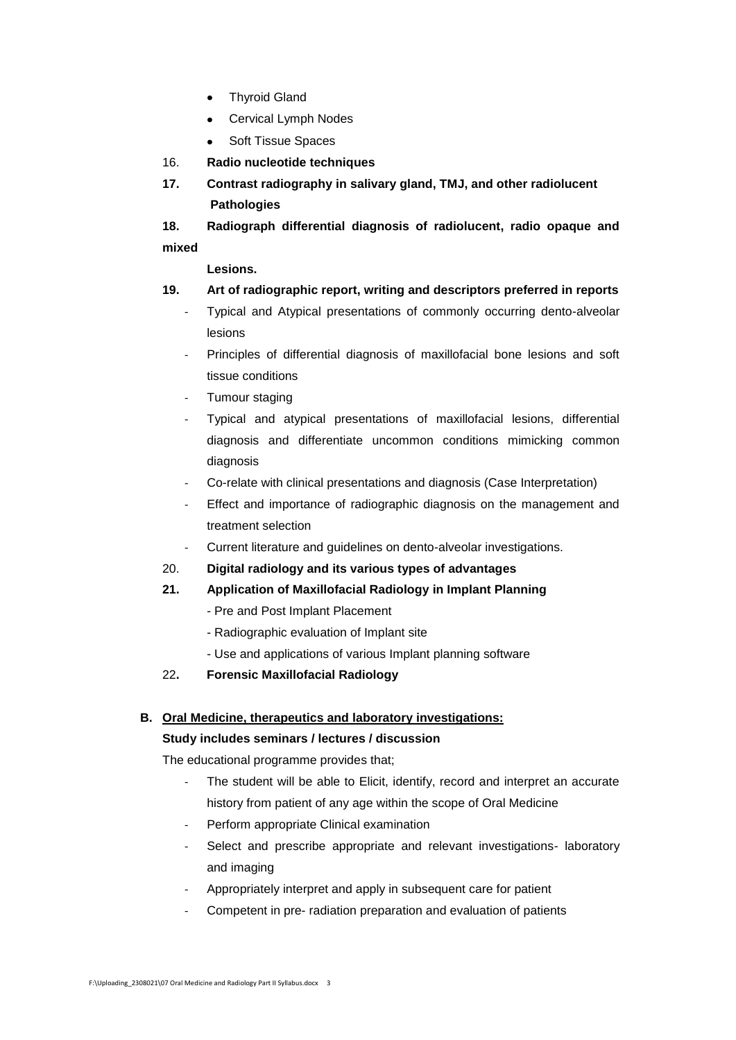- Thyroid Gland
- Cervical Lymph Nodes
- Soft Tissue Spaces

16. **Radio nucleotide techniques**

17. **Contrast radiography in salivary gland, TMJ, and other radiolucent Pathologies**

18. **Radiograph differential diagnosis of radiolucent, radio opaque and mixed Lesions.**

19. **Art of radiographic report, writing and descriptors preferred in reports**
    - Typical and Atypical presentations of commonly occurring dento-alveolar lesions
    - Principles of differential diagnosis of maxillofacial bone lesions and soft tissue conditions
    - Tumour staging
    - Typical and atypical presentations of maxillofacial lesions, differential diagnosis and differentiate uncommon conditions mimicking common diagnosis
    - Co-relate with clinical presentations and diagnosis (Case Interpretation)
    - Effect and importance of radiographic diagnosis on the management and treatment selection
    - Current literature and guidelines on dento-alveolar investigations.

20. **Digital radiology and its various types of advantages**

21. **Application of Maxillofacial Radiology in Implant Planning**
    - Pre and Post Implant Placement
    - Radiographic evaluation of Implant site
    - Use and applications of various Implant planning software

22. **Forensic Maxillofacial Radiology**

**B. <u>Oral Medicine, therapeutics and laboratory investigations:</u>**

**Study includes seminars / lectures / discussion**

The educational programme provides that;

- The student will be able to Elicit, identify, record and interpret an accurate history from patient of any age within the scope of Oral Medicine
- Perform appropriate Clinical examination
- Select and prescribe appropriate and relevant investigations- laboratory and imaging
- Appropriately interpret and apply in subsequent care for patient
- Competent in pre- radiation preparation and evaluation of patients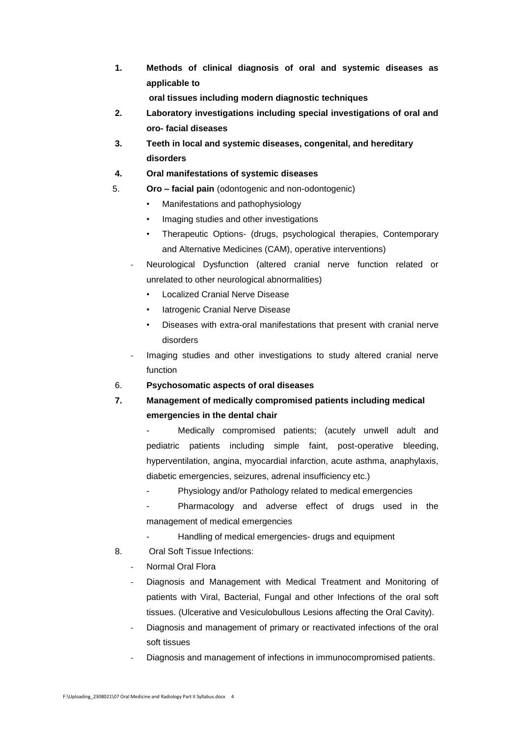1. **Methods of clinical diagnosis of oral and systemic diseases as applicable to oral tissues including modern diagnostic techniques**
2. **Laboratory investigations including special investigations of oral and oro- facial diseases**
3. **Teeth in local and systemic diseases, congenital, and hereditary disorders**
4. **Oral manifestations of systemic diseases**
5. **Oro – facial pain** (odontogenic and non-odontogenic)
   - Manifestations and pathophysiology
   - Imaging studies and other investigations
   - Therapeutic Options- (drugs, psychological therapies, Contemporary and Alternative Medicines (CAM), operative interventions)

   - Neurological Dysfunction (altered cranial nerve function related or unrelated to other neurological abnormalities)
     - Localized Cranial Nerve Disease
     - Iatrogenic Cranial Nerve Disease
     - Diseases with extra-oral manifestations that present with cranial nerve disorders
   - Imaging studies and other investigations to study altered cranial nerve function
6. **Psychosomatic aspects of oral diseases**
7. **Management of medically compromised patients including medical emergencies in the dental chair**
   - Medically compromised patients; (acutely unwell adult and pediatric patients including simple faint, post-operative bleeding, hyperventilation, angina, myocardial infarction, acute asthma, anaphylaxis, diabetic emergencies, seizures, adrenal insufficiency etc.)
   - Physiology and/or Pathology related to medical emergencies
   - Pharmacology and adverse effect of drugs used in the management of medical emergencies
   - Handling of medical emergencies- drugs and equipment
8. Oral Soft Tissue Infections:
   - Normal Oral Flora
   - Diagnosis and Management with Medical Treatment and Monitoring of patients with Viral, Bacterial, Fungal and other Infections of the oral soft tissues. (Ulcerative and Vesiculobullous Lesions affecting the Oral Cavity).
   - Diagnosis and management of primary or reactivated infections of the oral soft tissues
   - Diagnosis and management of infections in immunocompromised patients.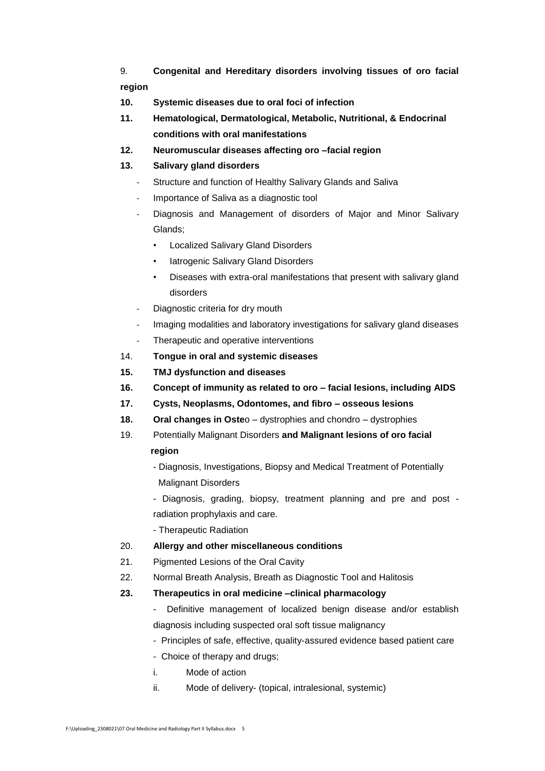9. **Congenital and Hereditary disorders involving tissues of oro facial region**

10. **Systemic diseases due to oral foci of infection**

11. **Hematological, Dermatological, Metabolic, Nutritional, & Endocrinal conditions with oral manifestations**

12. **Neuromuscular diseases affecting oro –facial region**

13. **Salivary gland disorders**
    - Structure and function of Healthy Salivary Glands and Saliva
    - Importance of Saliva as a diagnostic tool
    - Diagnosis and Management of disorders of Major and Minor Salivary Glands;
        - Localized Salivary Gland Disorders
        - Iatrogenic Salivary Gland Disorders
        - Diseases with extra-oral manifestations that present with salivary gland disorders
    - Diagnostic criteria for dry mouth
    - Imaging modalities and laboratory investigations for salivary gland diseases
    - Therapeutic and operative interventions

14. **Tongue in oral and systemic diseases**

15. **TMJ dysfunction and diseases**

16. **Concept of immunity as related to oro – facial lesions, including AIDS**

17. **Cysts, Neoplasms, Odontomes, and fibro – osseous lesions**

18. **Oral changes in Oste**o – dystrophies and chondro – dystrophies

19. Potentially Malignant Disorders **and Malignant lesions of oro facial region**
    - Diagnosis, Investigations, Biopsy and Medical Treatment of Potentially Malignant Disorders
    - Diagnosis, grading, biopsy, treatment planning and pre and post - radiation prophylaxis and care.
    - Therapeutic Radiation

20. **Allergy and other miscellaneous conditions**

21. Pigmented Lesions of the Oral Cavity

22. Normal Breath Analysis, Breath as Diagnostic Tool and Halitosis

23. **Therapeutics in oral medicine –clinical pharmacology**
    - Definitive management of localized benign disease and/or establish diagnosis including suspected oral soft tissue malignancy
    - Principles of safe, effective, quality-assured evidence based patient care
    - Choice of therapy and drugs;

    i. Mode of action

    ii. Mode of delivery- (topical, intralesional, systemic)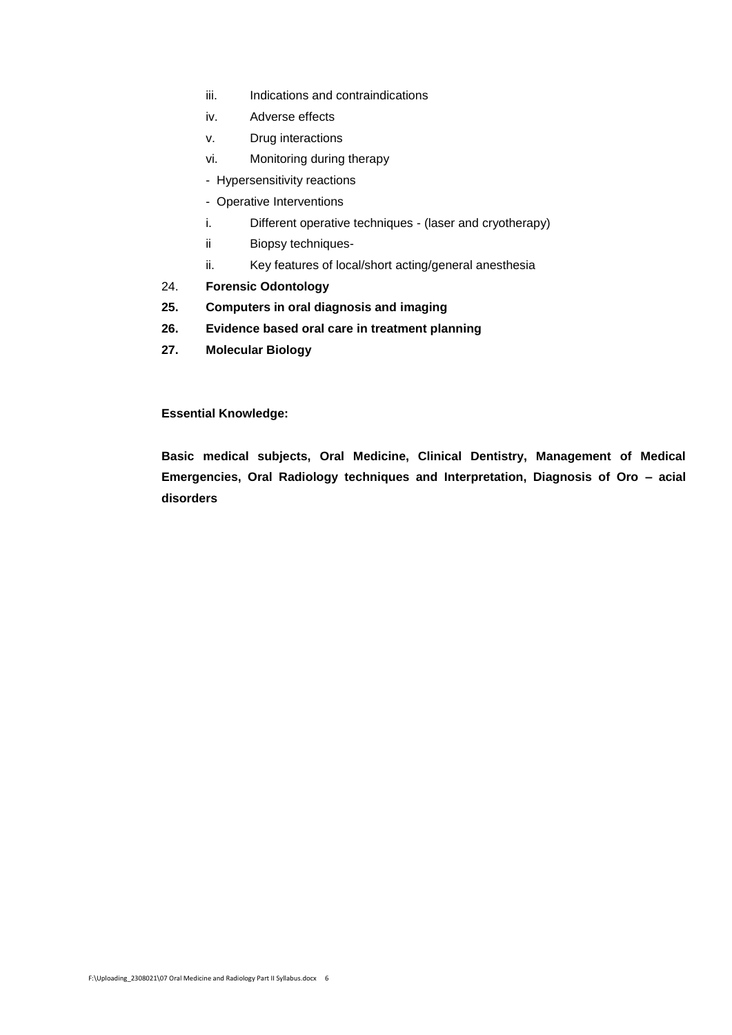iii. Indications and contraindications

   iv. Adverse effects

   v. Drug interactions

   vi. Monitoring during therapy

   - Hypersensitivity reactions

   - Operative Interventions

   i. Different operative techniques - (laser and cryotherapy)

   ii Biopsy techniques-

   ii. Key features of local/short acting/general anesthesia

24. **Forensic Odontology**

**25. Computers in oral diagnosis and imaging**

**26. Evidence based oral care in treatment planning**

**27. Molecular Biology**

**Essential Knowledge:**

**Basic medical subjects, Oral Medicine, Clinical Dentistry, Management of Medical Emergencies, Oral Radiology techniques and Interpretation, Diagnosis of Oro – acial disorders**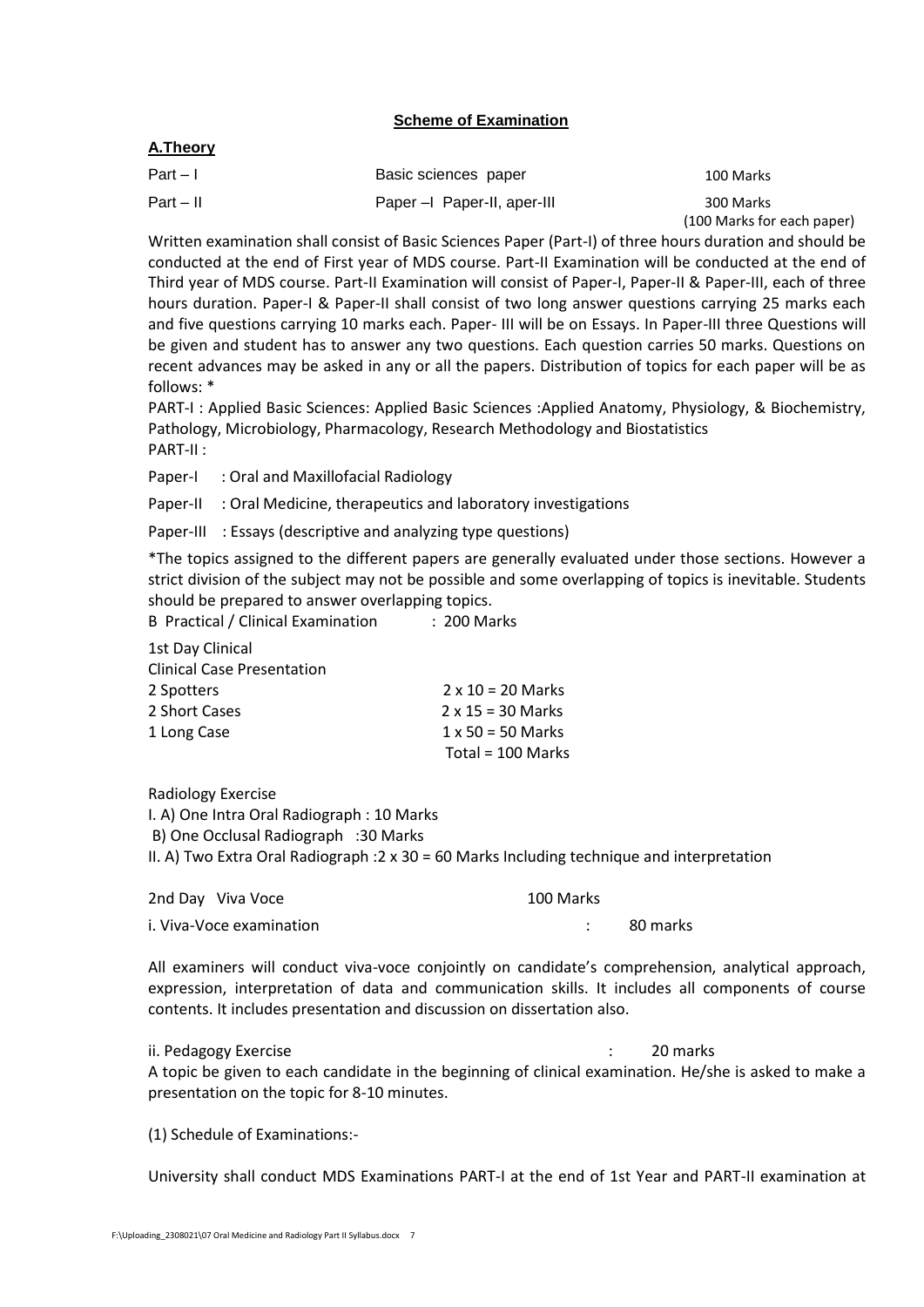**Scheme of Examination**

**A.Theory**

| | | |
|---|---|---|
| Part – I | Basic sciences paper | 100 Marks |
| Part – II | Paper –I Paper-II, aper-III | 300 Marks (100 Marks for each paper) |

Written examination shall consist of Basic Sciences Paper (Part-I) of three hours duration and should be conducted at the end of First year of MDS course. Part-II Examination will be conducted at the end of Third year of MDS course. Part-II Examination will consist of Paper-I, Paper-II & Paper-III, each of three hours duration. Paper-I & Paper-II shall consist of two long answer questions carrying 25 marks each and five questions carrying 10 marks each. Paper- III will be on Essays. In Paper-III three Questions will be given and student has to answer any two questions. Each question carries 50 marks. Questions on recent advances may be asked in any or all the papers. Distribution of topics for each paper will be as follows: *

PART-I : Applied Basic Sciences: Applied Basic Sciences :Applied Anatomy, Physiology, & Biochemistry, Pathology, Microbiology, Pharmacology, Research Methodology and Biostatistics

PART-II :

Paper-I : Oral and Maxillofacial Radiology

Paper-II : Oral Medicine, therapeutics and laboratory investigations

Paper-III : Essays (descriptive and analyzing type questions)

*The topics assigned to the different papers are generally evaluated under those sections. However a strict division of the subject may not be possible and some overlapping of topics is inevitable. Students should be prepared to answer overlapping topics.

B Practical / Clinical Examination : 200 Marks

1st Day Clinical

Clinical Case Presentation

| | |
|---|---|
| 2 Spotters | 2 x 10 = 20 Marks |
| 2 Short Cases | 2 x 15 = 30 Marks |
| 1 Long Case | 1 x 50 = 50 Marks |
| | Total = 100 Marks |

Radiology Exercise

I. A) One Intra Oral Radiograph : 10 Marks

B) One Occlusal Radiograph :30 Marks

II. A) Two Extra Oral Radiograph :2 x 30 = 60 Marks Including technique and interpretation

2nd Day Viva Voce 100 Marks

i. Viva-Voce examination : 80 marks

All examiners will conduct viva-voce conjointly on candidate's comprehension, analytical approach, expression, interpretation of data and communication skills. It includes all components of course contents. It includes presentation and discussion on dissertation also.

ii. Pedagogy Exercise : 20 marks

A topic be given to each candidate in the beginning of clinical examination. He/she is asked to make a presentation on the topic for 8-10 minutes.

(1) Schedule of Examinations:-

University shall conduct MDS Examinations PART-I at the end of 1st Year and PART-II examination at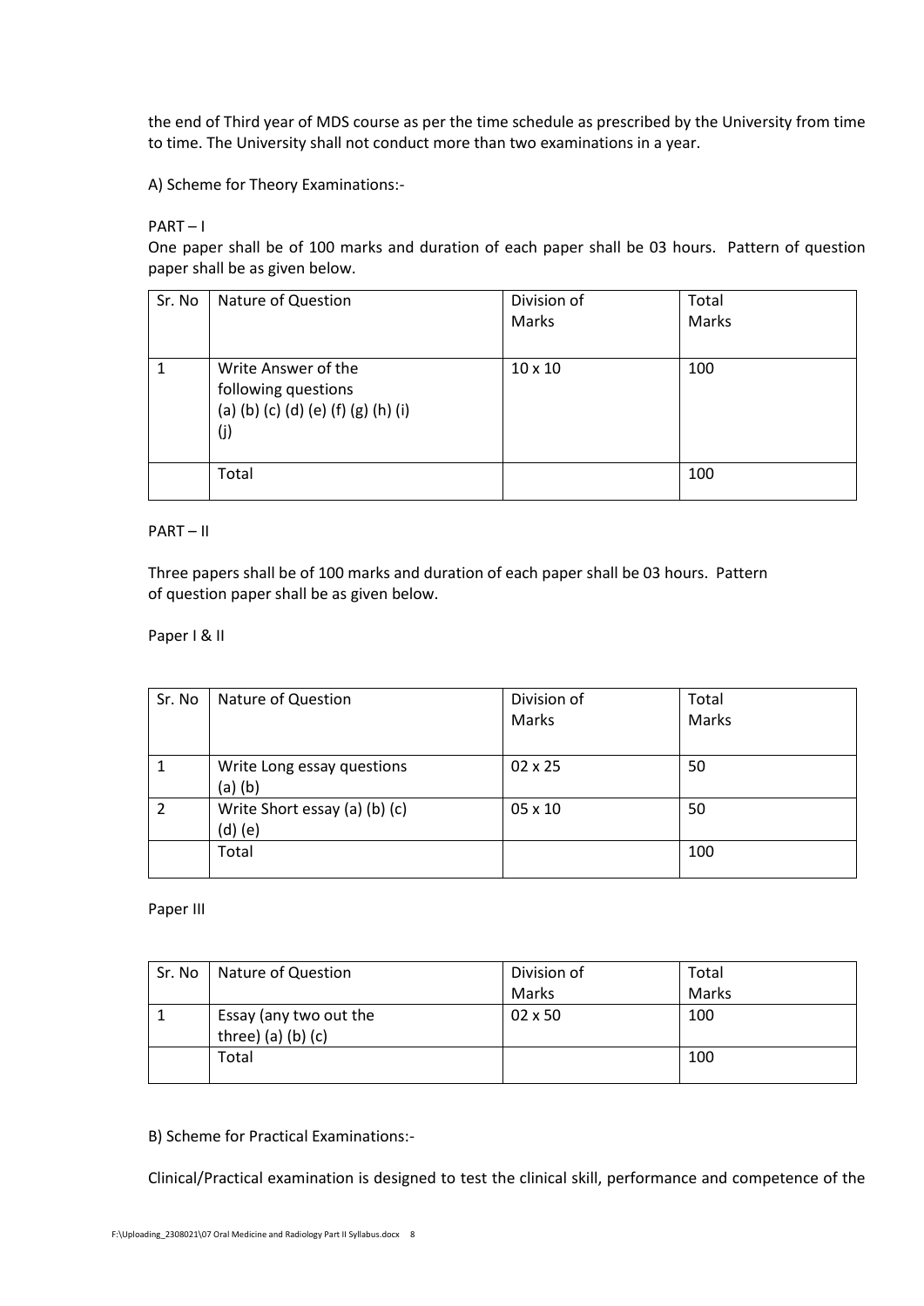the end of Third year of MDS course as per the time schedule as prescribed by the University from time to time. The University shall not conduct more than two examinations in a year.

A) Scheme for Theory Examinations:-

PART – I

One paper shall be of 100 marks and duration of each paper shall be 03 hours. Pattern of question paper shall be as given below.

| Sr. No | Nature of Question | Division of Marks | Total Marks |
|---|---|---|---|
| 1 | Write Answer of the following questions (a) (b) (c) (d) (e) (f) (g) (h) (i) (j) | 10 x 10 | 100 |
| | Total | | 100 |

PART – II

Three papers shall be of 100 marks and duration of each paper shall be 03 hours. Pattern of question paper shall be as given below.

Paper I & II

| Sr. No | Nature of Question | Division of Marks | Total Marks |
|---|---|---|---|
| 1 | Write Long essay questions (a) (b) | 02 x 25 | 50 |
| 2 | Write Short essay (a) (b) (c) (d) (e) | 05 x 10 | 50 |
| | Total | | 100 |

Paper III

| Sr. No | Nature of Question | Division of Marks | Total Marks |
|---|---|---|---|
| 1 | Essay (any two out the three) (a) (b) (c) | 02 x 50 | 100 |
| | Total | | 100 |

B) Scheme for Practical Examinations:-

Clinical/Practical examination is designed to test the clinical skill, performance and competence of the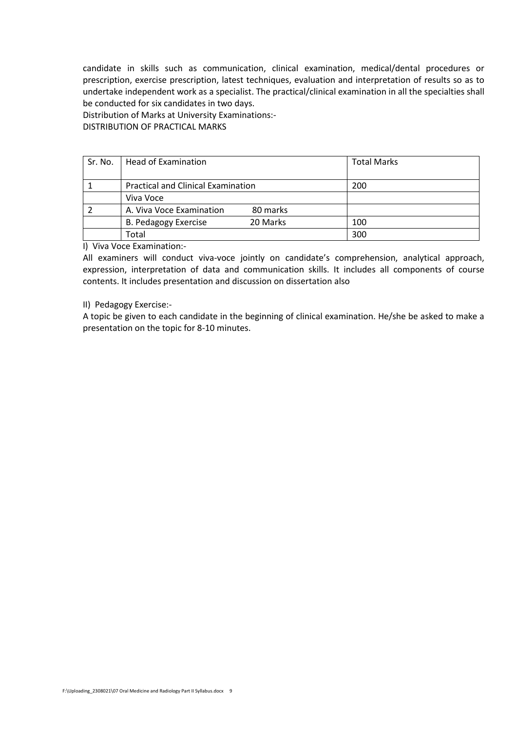candidate in skills such as communication, clinical examination, medical/dental procedures or prescription, exercise prescription, latest techniques, evaluation and interpretation of results so as to undertake independent work as a specialist. The practical/clinical examination in all the specialties shall be conducted for six candidates in two days.

Distribution of Marks at University Examinations:-

DISTRIBUTION OF PRACTICAL MARKS

| Sr. No. | Head of Examination | | Total Marks |
|---|---|---|---|
| 1 | Practical and Clinical Examination | | 200 |
| | Viva Voce | | |
| 2 | A. Viva Voce Examination | 80 marks | |
| | B. Pedagogy Exercise | 20 Marks | 100 |
| | Total | | 300 |

I) Viva Voce Examination:-

All examiners will conduct viva-voce jointly on candidate's comprehension, analytical approach, expression, interpretation of data and communication skills. It includes all components of course contents. It includes presentation and discussion on dissertation also

II) Pedagogy Exercise:-

A topic be given to each candidate in the beginning of clinical examination. He/she be asked to make a presentation on the topic for 8-10 minutes.